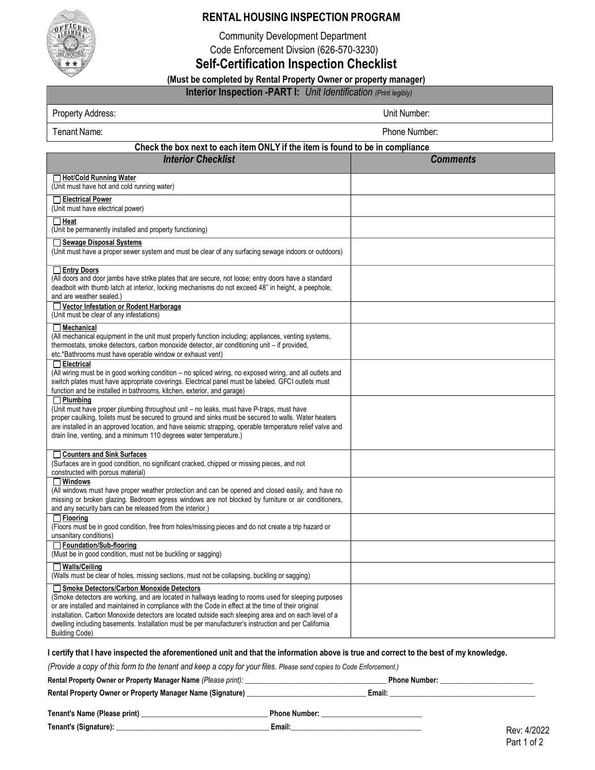# RENTAL HOUSING INSPECTION PROGRAM

Community Development Department

Code Enforcement Divsion (626-570-3230)

## Self-Certification Inspection Checklist

**(Must be completed by Rental Property Owner or property manager)**

**Interior Inspection -PART I:** *Unit Identification (Print legibly)*

| Property Address: | Unit Number: |
|---|---|
| Tenant Name: | Phone Number: |

**Check the box next to each item ONLY if the item is found to be in compliance**

| *Interior Checklist* | *Comments* |
|---|---|
| ☐ **Hot/Cold Running Water** (Unit must have hot and cold running water) | |
| ☐ **Electrical Power** (Unit must have electrical power) | |
| ☐ **Heat** (Unit be permanently installed and property functioning) | |
| ☐ **Sewage Disposal Systems** (Unit must have a proper sewer system and must be clear of any surfacing sewage indoors or outdoors) | |
| ☐ **Entry Doors** (All doors and door jambs have strike plates that are secure, not loose; entry doors have a standard deadbolt with thumb latch at interior, locking mechanisms do not exceed 48" in height, a peephole, and are weather sealed.) | |
| ☐ **Vector Infestation or Rodent Harborage** (Unit must be clear of any infestations) | |
| ☐ **Mechanical** (All mechanical equipment in the unit must properly function including; appliances, venting systems, thermostats, smoke detectors, carbon monoxide detector, air conditioning unit – if provided, etc.*Bathrooms must have operable window or exhaust vent) | |
| ☐ **Electrical** (All wiring must be in good working condition – no spliced wiring, no exposed wiring, and all outlets and switch plates must have appropriate coverings. Electrical panel must be labeled. GFCI outlets must function and be installed in bathrooms, kitchen, exterior, and garage) | |
| ☐ **Plumbing** (Unit must have proper plumbing throughout unit – no leaks, must have P-traps, must have proper caulking, toilets must be secured to ground and sinks must be secured to walls. Water heaters are installed in an approved location, and have seismic strapping, operable temperature relief valve and drain line, venting, and a minimum 110 degrees water temperature.) | |
| ☐ **Counters and Sink Surfaces** (Surfaces are in good condition, no significant cracked, chipped or missing pieces, and not constructed with porous material) | |
| ☐ **Windows** (All windows must have proper weather protection and can be opened and closed easily, and have no missing or broken glazing. Bedroom egress windows are not blocked by furniture or air conditioners, and any security bars can be released from the interior.) | |
| ☐ **Flooring** (Floors must be in good condition, free from holes/missing pieces and do not create a trip hazard or unsanitary conditions) | |
| ☐ **Foundation/Sub-flooring** (Must be in good condition, must not be buckling or sagging) | |
| ☐ **Walls/Ceiling** (Walls must be clear of holes, missing sections, must not be collapsing, buckling or sagging) | |
| ☐ **Smoke Detectors/Carbon Monoxide Detectors** (Smoke detectors are working, and are located in hallways leading to rooms used for sleeping purposes or are installed and maintained in compliance with the Code in effect at the time of their original installation. Carbon Monoxide detectors are located outside each sleeping area and on each level of a dwelling including basements. Installation must be per manufacturer's instruction and per California Building Code) | |

**I certify that I have inspected the aforementioned unit and that the information above is true and correct to the best of my knowledge.**

*(Provide a copy of this form to the tenant and keep a copy for your files. Please send copies to Code Enforcement.)*

**Rental Property Owner or Property Manager Name** *(Please print):* ______________________ **Phone Number:** ________________

**Rental Property Owner or Property Manager Name (Signature)** ______________________ **Email:** ________________________

**Tenant's Name (Please print)** ______________________ **Phone Number:** ________________

**Tenant's (Signature):** ______________________ **Email:** ________________________

Rev: 4/2022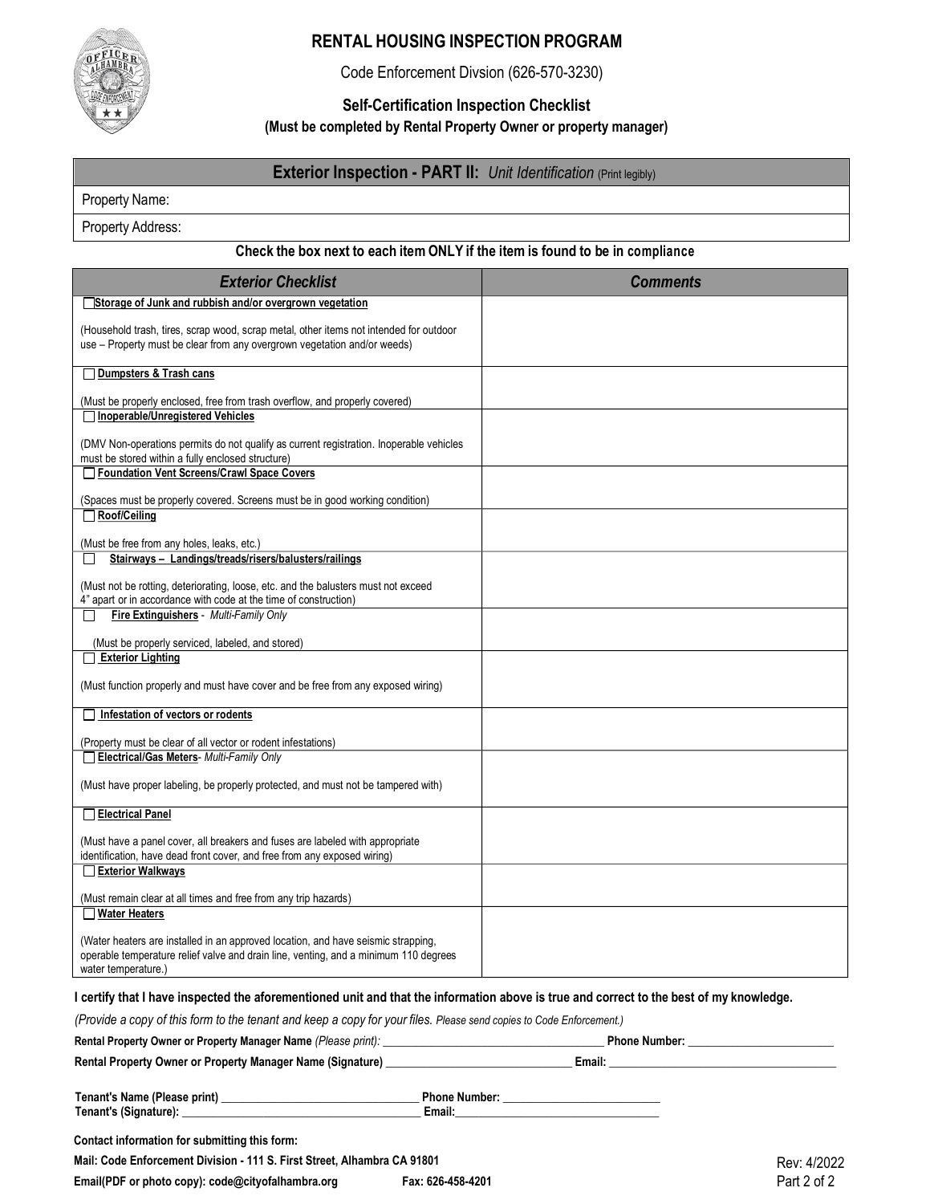# RENTAL HOUSING INSPECTION PROGRAM

Code Enforcement Divsion (626-570-3230)

**Self-Certification Inspection Checklist**

**(Must be completed by Rental Property Owner or property manager)**

## Exterior Inspection - PART II: *Unit Identification* (Print legibly)

Property Name:

Property Address:

**Check the box next to each item ONLY if the item is found to be in compliance**

| *Exterior Checklist* | *Comments* |
|---|---|
| ☐ **Storage of Junk and rubbish and/or overgrown vegetation**<br><br>(Household trash, tires, scrap wood, scrap metal, other items not intended for outdoor use – Property must be clear from any overgrown vegetation and/or weeds) | |
| ☐ **Dumpsters & Trash cans**<br><br>(Must be properly enclosed, free from trash overflow, and properly covered) | |
| ☐ **Inoperable/Unregistered Vehicles**<br><br>(DMV Non-operations permits do not qualify as current registration. Inoperable vehicles must be stored within a fully enclosed structure) | |
| ☐ **Foundation Vent Screens/Crawl Space Covers**<br><br>(Spaces must be properly covered. Screens must be in good working condition) | |
| ☐ **Roof/Ceiling**<br><br>(Must be free from any holes, leaks, etc.) | |
| ☐ **Stairways – Landings/treads/risers/balusters/railings**<br><br>(Must not be rotting, deteriorating, loose, etc. and the balusters must not exceed 4" apart or in accordance with code at the time of construction) | |
| ☐ **Fire Extinguishers** - *Multi-Family Only*<br><br>(Must be properly serviced, labeled, and stored) | |
| ☐ **Exterior Lighting**<br><br>(Must function properly and must have cover and be free from any exposed wiring) | |
| ☐ **Infestation of vectors or rodents**<br><br>(Property must be clear of all vector or rodent infestations) | |
| ☐ **Electrical/Gas Meters**- *Multi-Family Only*<br><br>(Must have proper labeling, be properly protected, and must not be tampered with) | |
| ☐ **Electrical Panel**<br><br>(Must have a panel cover, all breakers and fuses are labeled with appropriate identification, have dead front cover, and free from any exposed wiring) | |
| ☐ **Exterior Walkways**<br><br>(Must remain clear at all times and free from any trip hazards) | |
| ☐ **Water Heaters**<br><br>(Water heaters are installed in an approved location, and have seismic strapping, operable temperature relief valve and drain line, venting, and a minimum 110 degrees water temperature.) | |

**I certify that I have inspected the aforementioned unit and that the information above is true and correct to the best of my knowledge.**

*(Provide a copy of this form to the tenant and keep a copy for your files.* *Please send copies to Code Enforcement.)*

**Rental Property Owner or Property Manager Name** *(Please print):* ______________________ **Phone Number:** ______________________

**Rental Property Owner or Property Manager Name (Signature)** ______________________ **Email:** ______________________

**Tenant's Name (Please print)** ______________________ **Phone Number:** ______________________

**Tenant's (Signature):** ______________________ **Email:** ______________________

**Contact information for submitting this form:**

**Mail: Code Enforcement Division - 111 S. First Street, Alhambra CA 91801**

**Email(PDF or photo copy): code@cityofalhambra.org** **Fax: 626-458-4201**

Rev: 4/2022